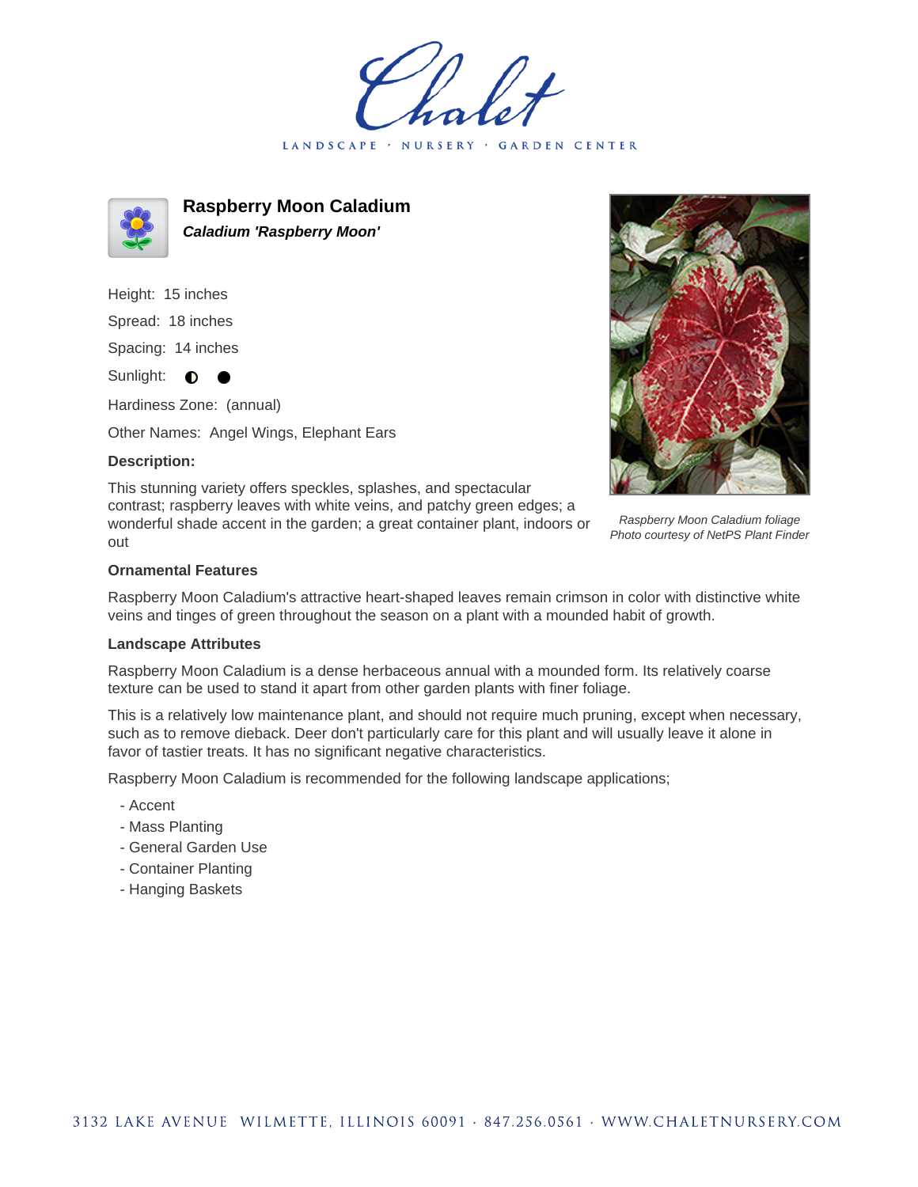# Raspberry Moon Caladium

***Caladium 'Raspberry Moon'***

Height: 15 inches

Spread: 18 inches

Spacing: 14 inches

Sunlight: ◐ ●

Hardiness Zone: (annual)

Other Names: Angel Wings, Elephant Ears

**Description:**

This stunning variety offers speckles, splashes, and spectacular contrast; raspberry leaves with white veins, and patchy green edges; a wonderful shade accent in the garden; a great container plant, indoors or out

*Raspberry Moon Caladium foliage*
*Photo courtesy of NetPS Plant Finder*

### Ornamental Features

Raspberry Moon Caladium's attractive heart-shaped leaves remain crimson in color with distinctive white veins and tinges of green throughout the season on a plant with a mounded habit of growth.

### Landscape Attributes

Raspberry Moon Caladium is a dense herbaceous annual with a mounded form. Its relatively coarse texture can be used to stand it apart from other garden plants with finer foliage.

This is a relatively low maintenance plant, and should not require much pruning, except when necessary, such as to remove dieback. Deer don't particularly care for this plant and will usually leave it alone in favor of tastier treats. It has no significant negative characteristics.

Raspberry Moon Caladium is recommended for the following landscape applications;

- Accent
- Mass Planting
- General Garden Use
- Container Planting
- Hanging Baskets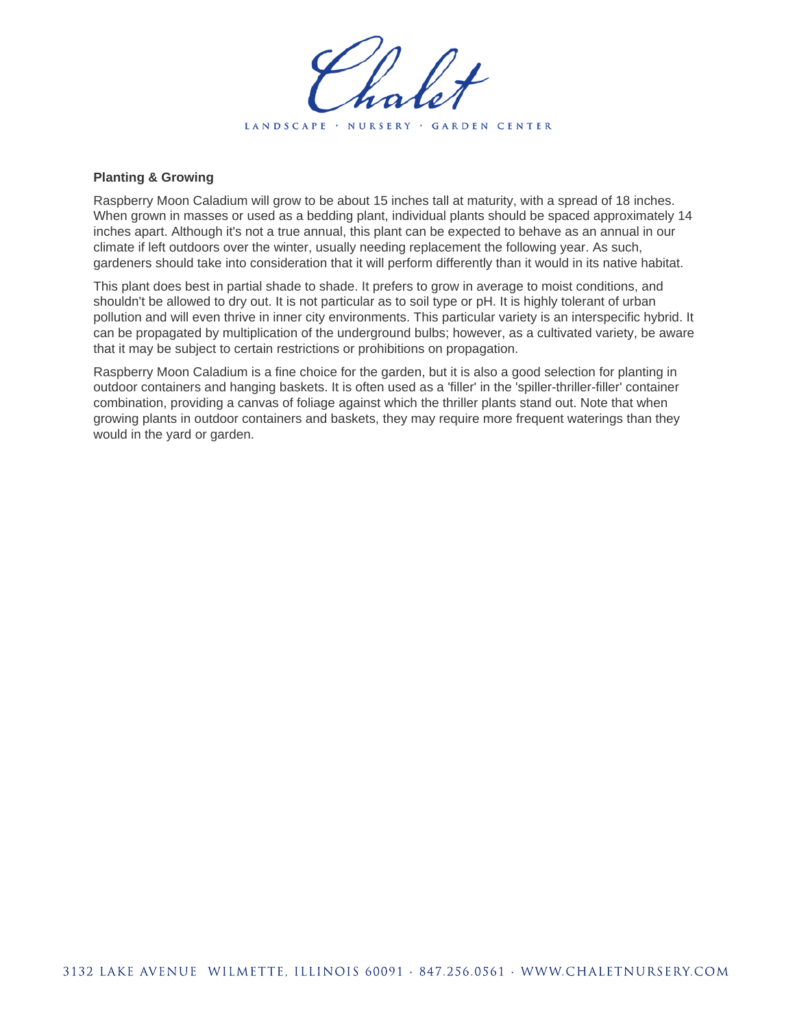### Planting & Growing

Raspberry Moon Caladium will grow to be about 15 inches tall at maturity, with a spread of 18 inches. When grown in masses or used as a bedding plant, individual plants should be spaced approximately 14 inches apart. Although it's not a true annual, this plant can be expected to behave as an annual in our climate if left outdoors over the winter, usually needing replacement the following year. As such, gardeners should take into consideration that it will perform differently than it would in its native habitat.

This plant does best in partial shade to shade. It prefers to grow in average to moist conditions, and shouldn't be allowed to dry out. It is not particular as to soil type or pH. It is highly tolerant of urban pollution and will even thrive in inner city environments. This particular variety is an interspecific hybrid. It can be propagated by multiplication of the underground bulbs; however, as a cultivated variety, be aware that it may be subject to certain restrictions or prohibitions on propagation.

Raspberry Moon Caladium is a fine choice for the garden, but it is also a good selection for planting in outdoor containers and hanging baskets. It is often used as a 'filler' in the 'spiller-thriller-filler' container combination, providing a canvas of foliage against which the thriller plants stand out. Note that when growing plants in outdoor containers and baskets, they may require more frequent waterings than they would in the yard or garden.